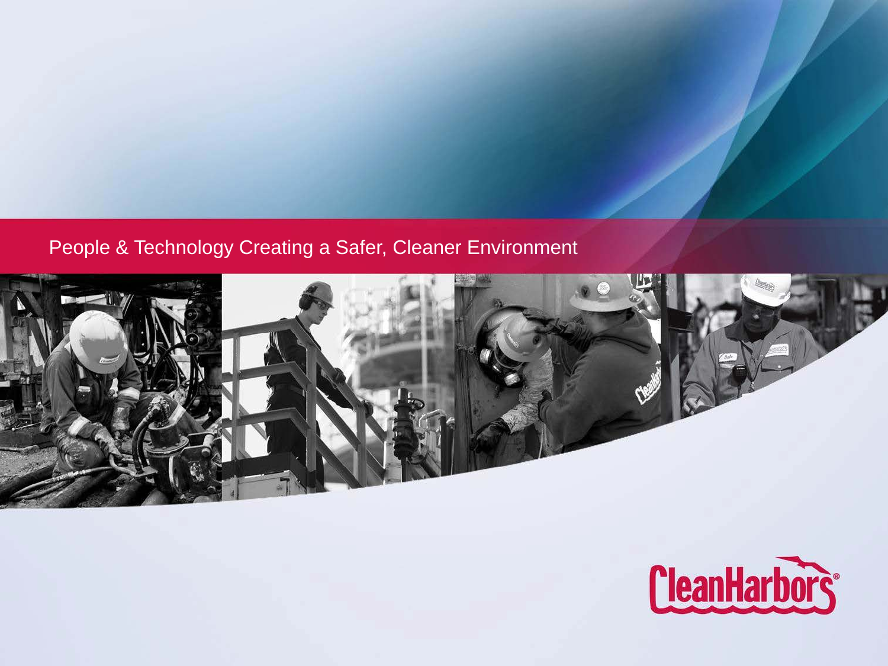People & Technology Creating a Safer, Cleaner Environment

Clean Harbors®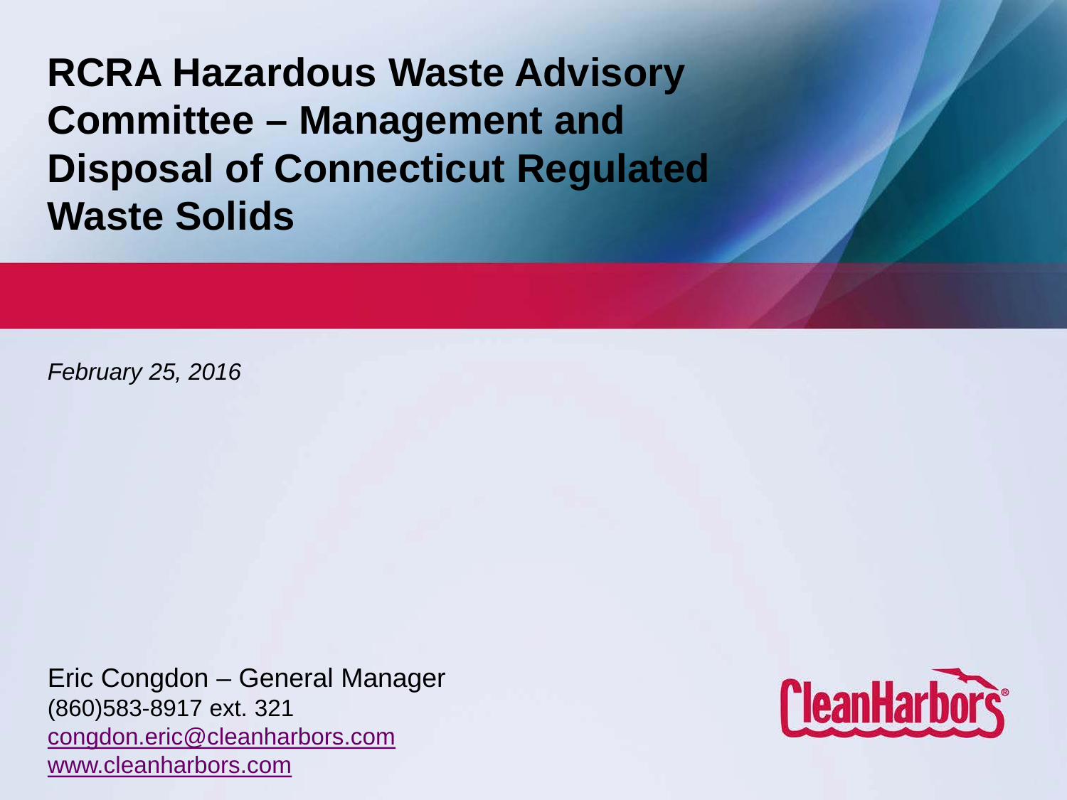# RCRA Hazardous Waste Advisory Committee – Management and Disposal of Connecticut Regulated Waste Solids

*February 25, 2016*

Eric Congdon – General Manager
(860)583-8917 ext. 321
[congdon.eric@cleanharbors.com](mailto:congdon.eric@cleanharbors.com)
[www.cleanharbors.com](http://www.cleanharbors.com)

CleanHarbors®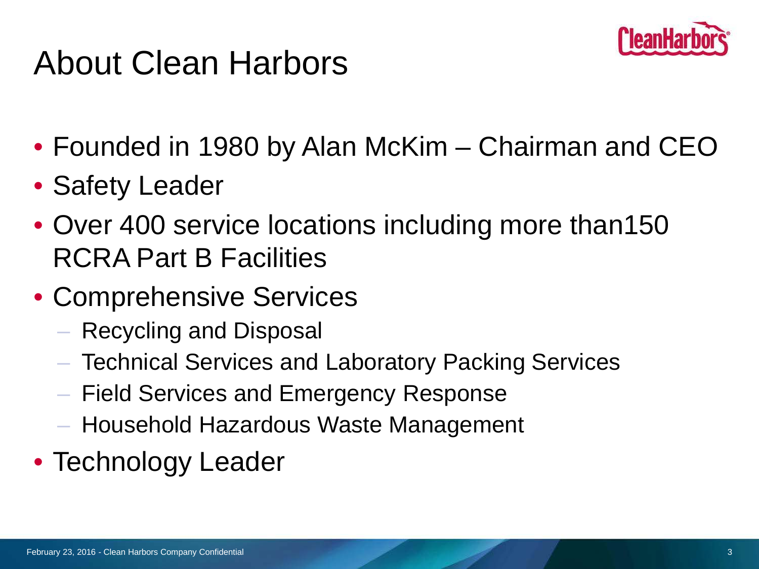# About Clean Harbors

- Founded in 1980 by Alan McKim – Chairman and CEO
- Safety Leader
- Over 400 service locations including more than150 RCRA Part B Facilities
- Comprehensive Services
  - Recycling and Disposal
  - Technical Services and Laboratory Packing Services
  - Field Services and Emergency Response
  - Household Hazardous Waste Management
- Technology Leader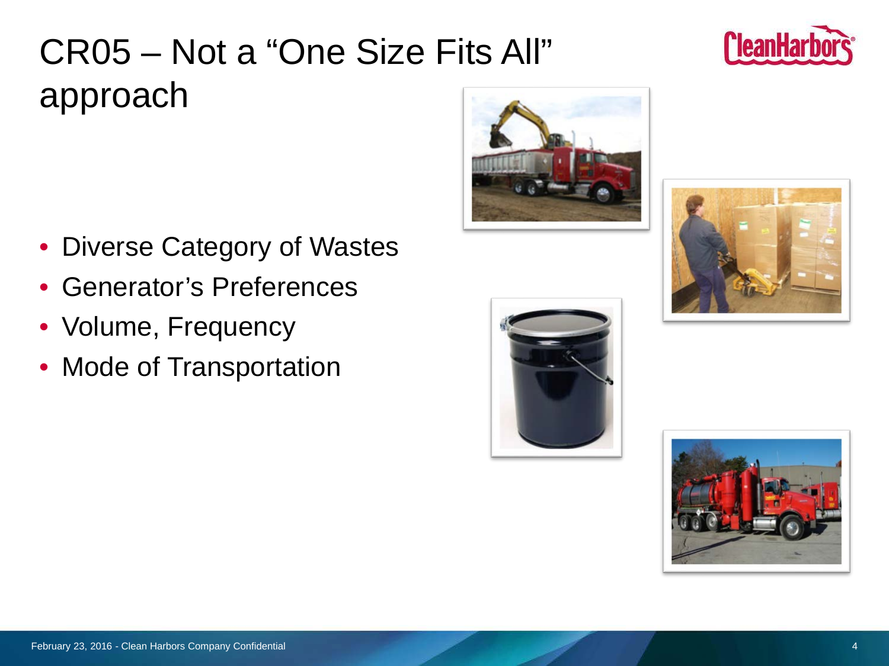# CR05 – Not a "One Size Fits All" approach

- Diverse Category of Wastes
- Generator's Preferences
- Volume, Frequency
- Mode of Transportation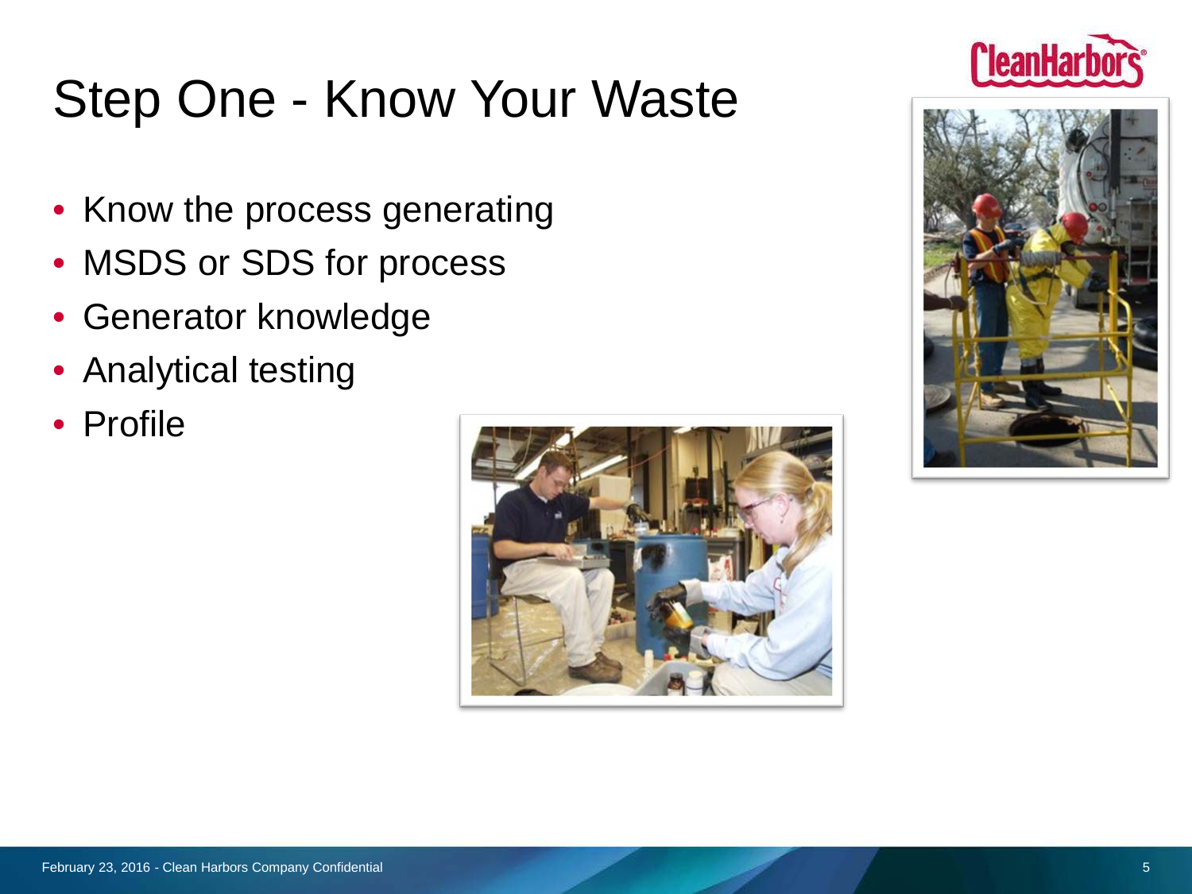# Step One - Know Your Waste

- Know the process generating
- MSDS or SDS for process
- Generator knowledge
- Analytical testing
- Profile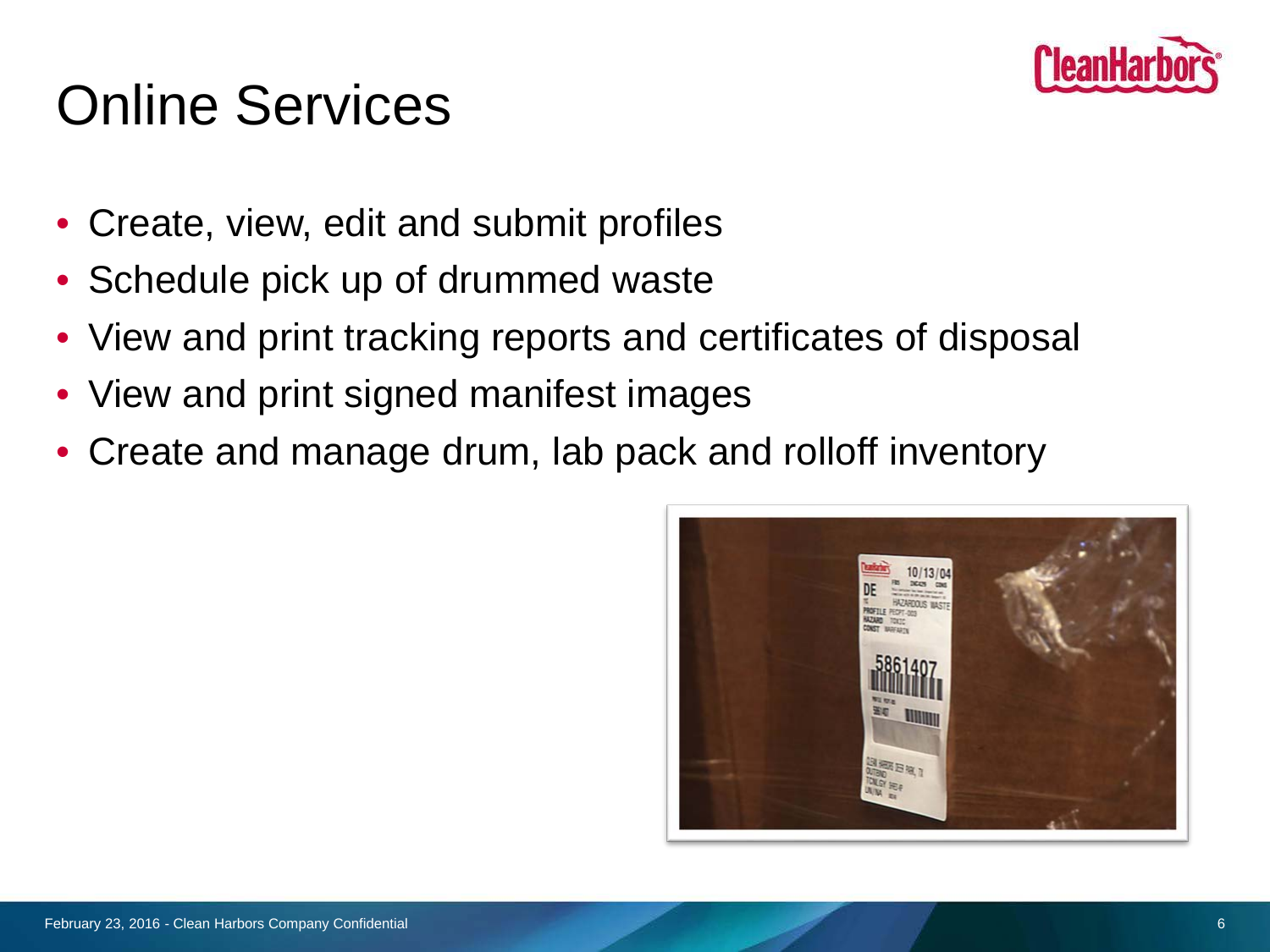# Online Services

- Create, view, edit and submit profiles
- Schedule pick up of drummed waste
- View and print tracking reports and certificates of disposal
- View and print signed manifest images
- Create and manage drum, lab pack and rolloff inventory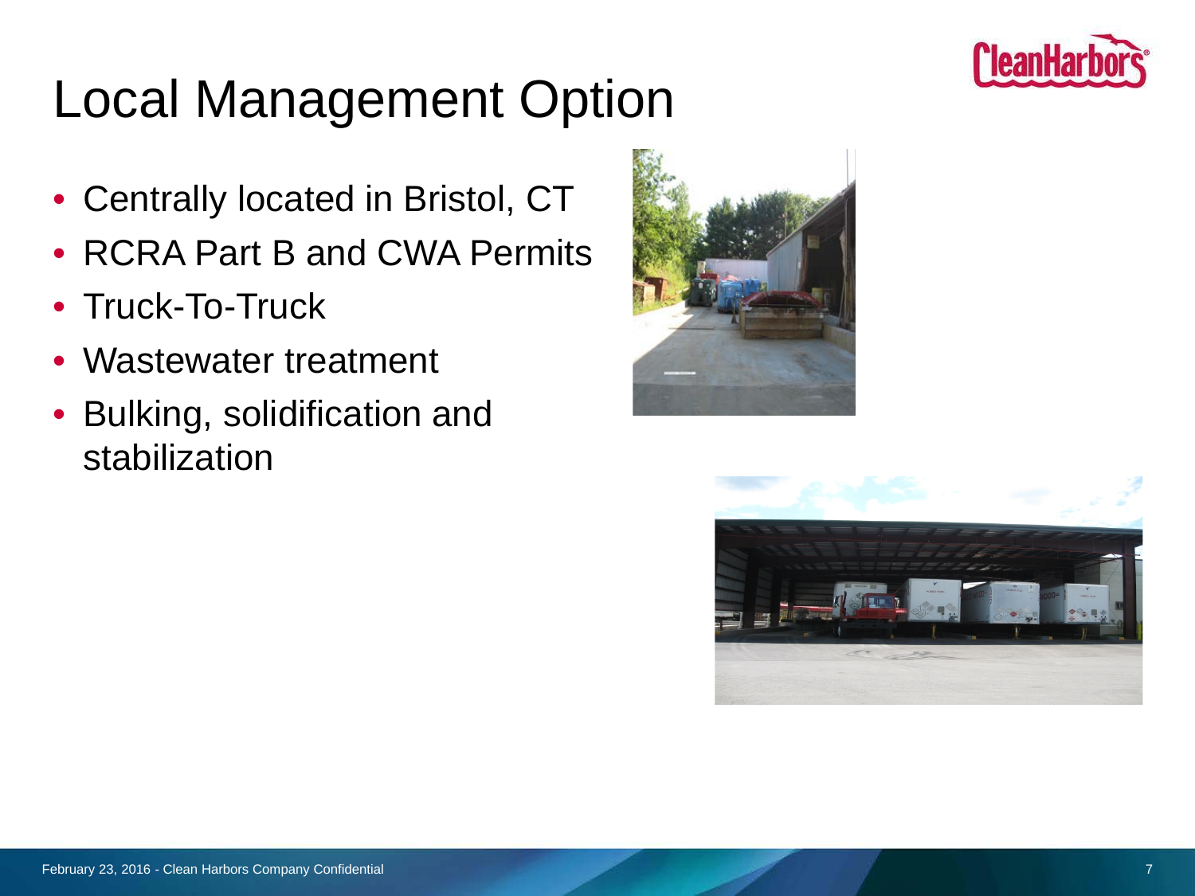# Local Management Option

- Centrally located in Bristol, CT
- RCRA Part B and CWA Permits
- Truck-To-Truck
- Wastewater treatment
- Bulking, solidification and stabilization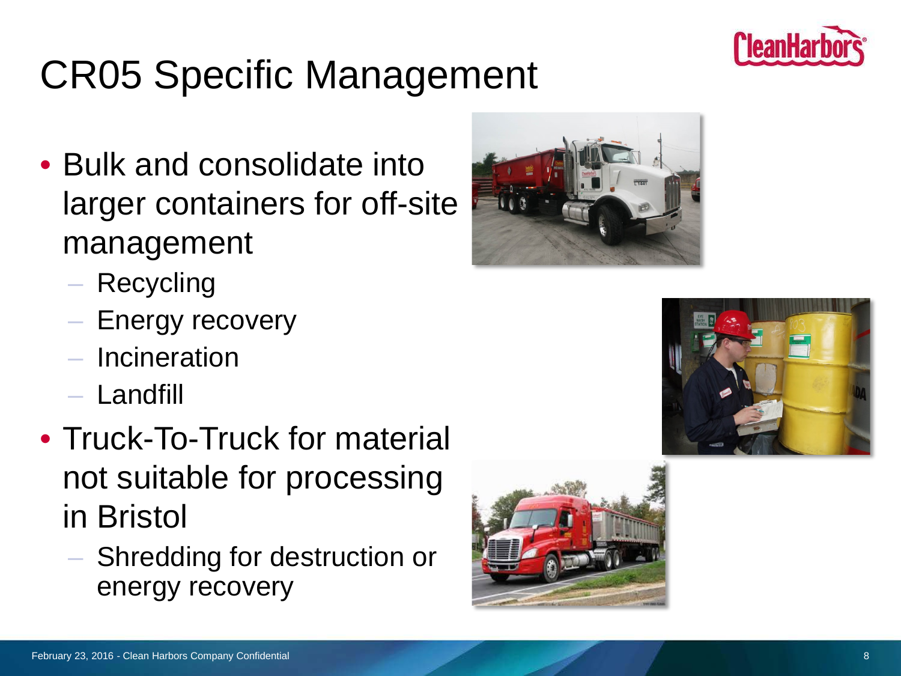# CR05 Specific Management

- Bulk and consolidate into larger containers for off-site management
  - Recycling
  - Energy recovery
  - Incineration
  - Landfill
- Truck-To-Truck for material not suitable for processing in Bristol
  - Shredding for destruction or energy recovery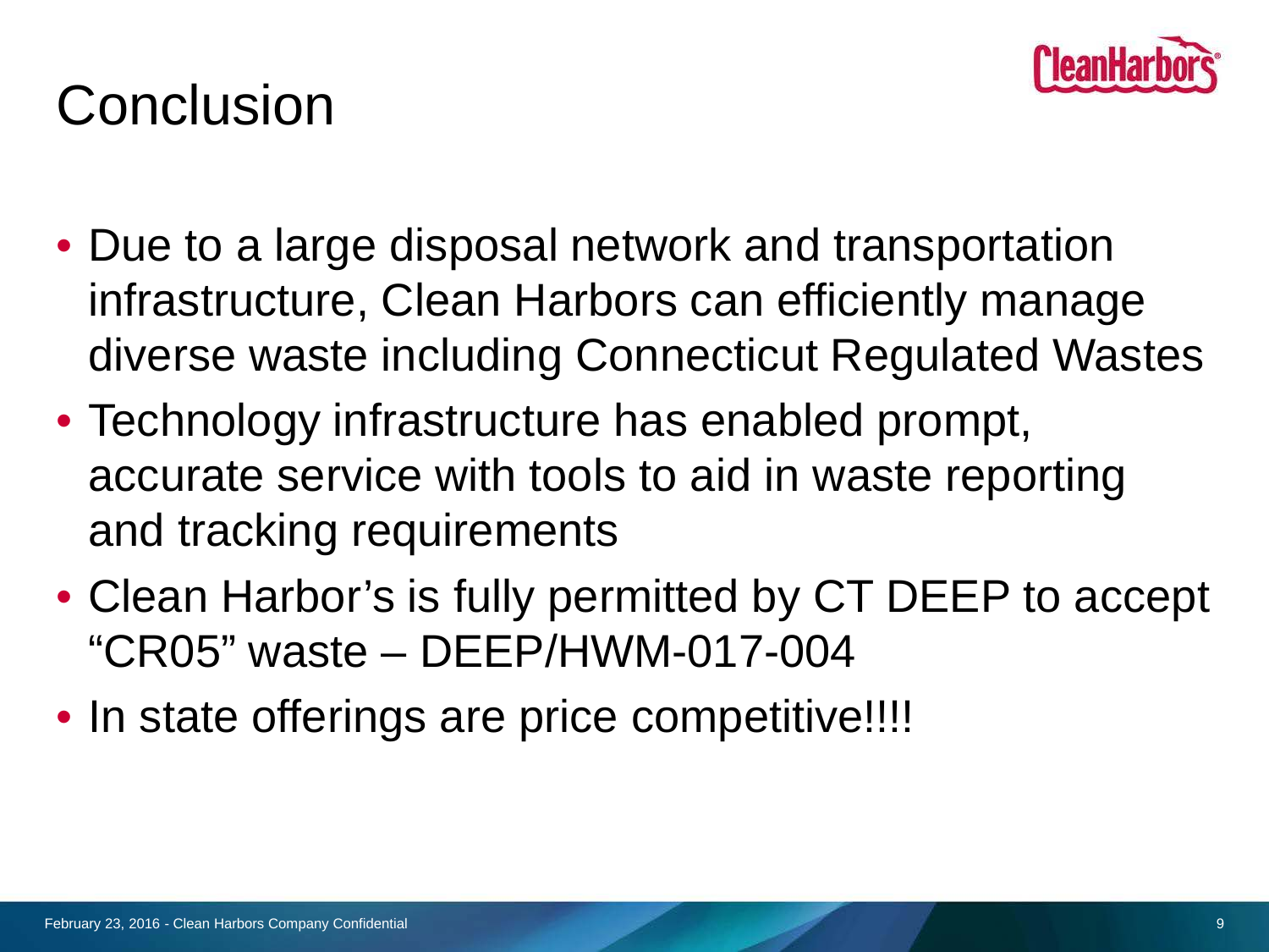# Conclusion

- Due to a large disposal network and transportation infrastructure, Clean Harbors can efficiently manage diverse waste including Connecticut Regulated Wastes
- Technology infrastructure has enabled prompt, accurate service with tools to aid in waste reporting and tracking requirements
- Clean Harbor's is fully permitted by CT DEEP to accept "CR05" waste – DEEP/HWM-017-004
- In state offerings are price competitive!!!!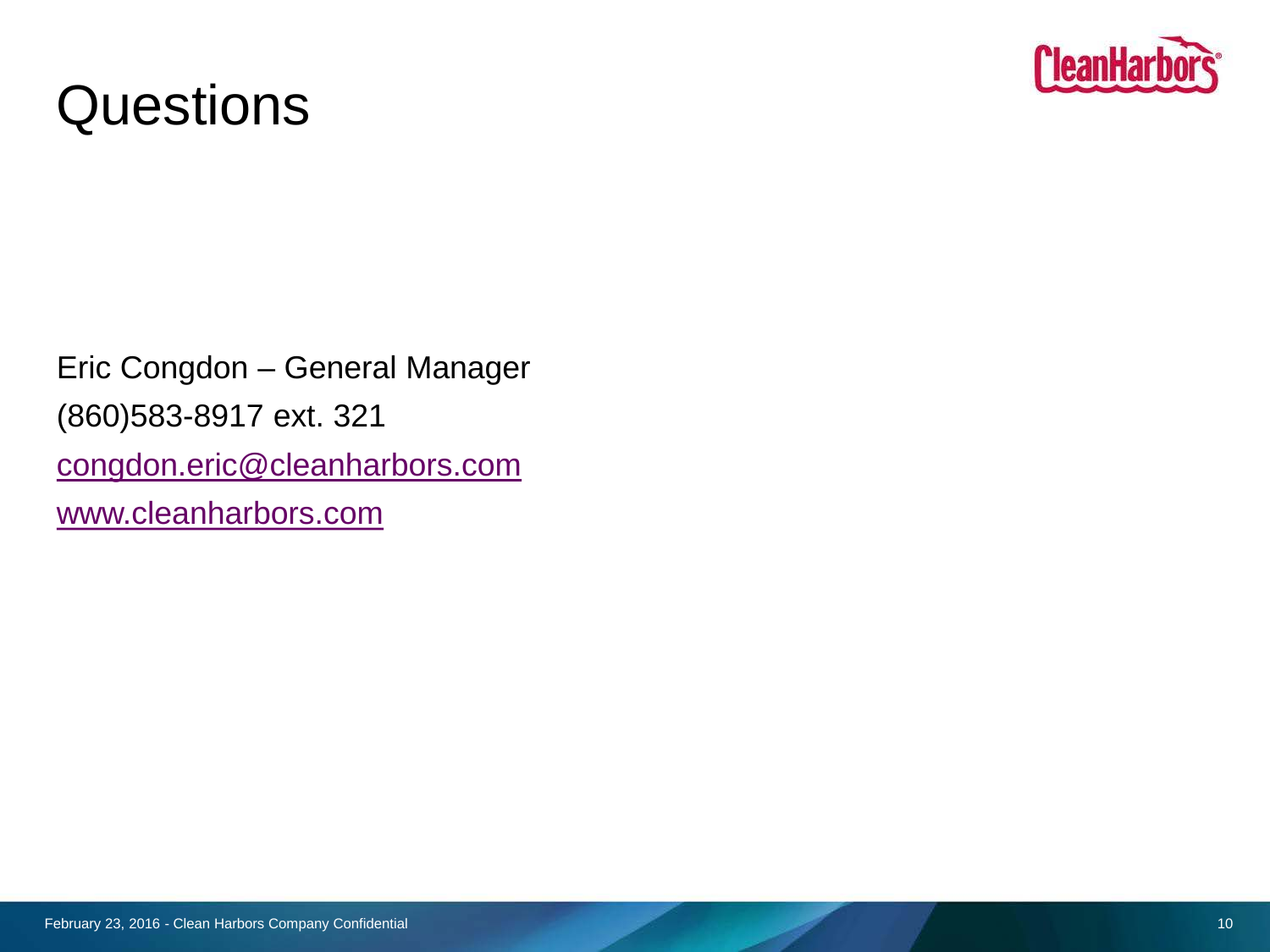# Questions

Eric Congdon – General Manager

(860)583-8917 ext. 321

congdon.eric@cleanharbors.com

www.cleanharbors.com